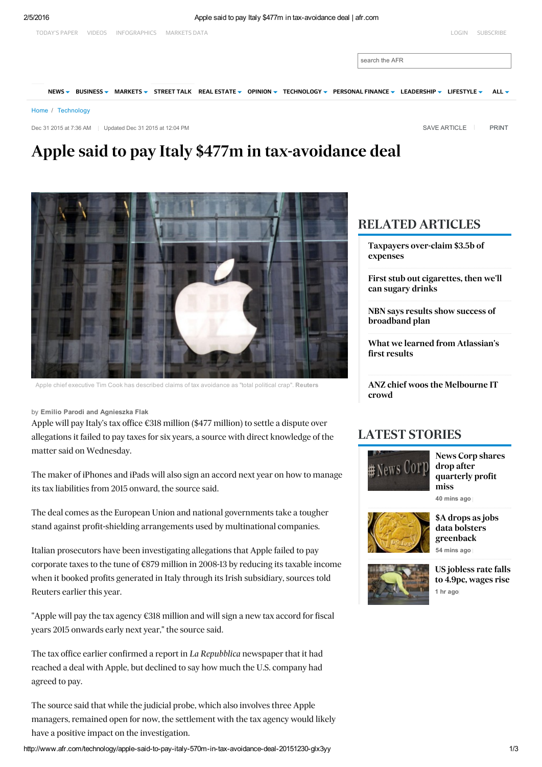Home / Technology

Dec 31 2015 at 7:36 AM | Updated Dec 31 2015 at 12:04 PM

# Apple said to pay Italy $477m in tax-avoidance deal

Apple chief executive Tim Cook has described claims of tax avoidance as "total political crap". **Reuters**

by **Emilio Parodi and Agnieszka Flak**

Apple will pay Italy's tax office €318 million ($477 million) to settle a dispute over allegations it failed to pay taxes for six years, a source with direct knowledge of the matter said on Wednesday.

The maker of iPhones and iPads will also sign an accord next year on how to manage its tax liabilities from 2015 onward, the source said.

The deal comes as the European Union and national governments take a tougher stand against profit-shielding arrangements used by multinational companies.

Italian prosecutors have been investigating allegations that Apple failed to pay corporate taxes to the tune of €879 million in 2008-13 by reducing its taxable income when it booked profits generated in Italy through its Irish subsidiary, sources told Reuters earlier this year.

"Apple will pay the tax agency €318 million and will sign a new tax accord for fiscal years 2015 onwards early next year," the source said.

The tax office earlier confirmed a report in *La Repubblica* newspaper that it had reached a deal with Apple, but declined to say how much the U.S. company had agreed to pay.

The source said that while the judicial probe, which also involves three Apple managers, remained open for now, the settlement with the tax agency would likely have a positive impact on the investigation.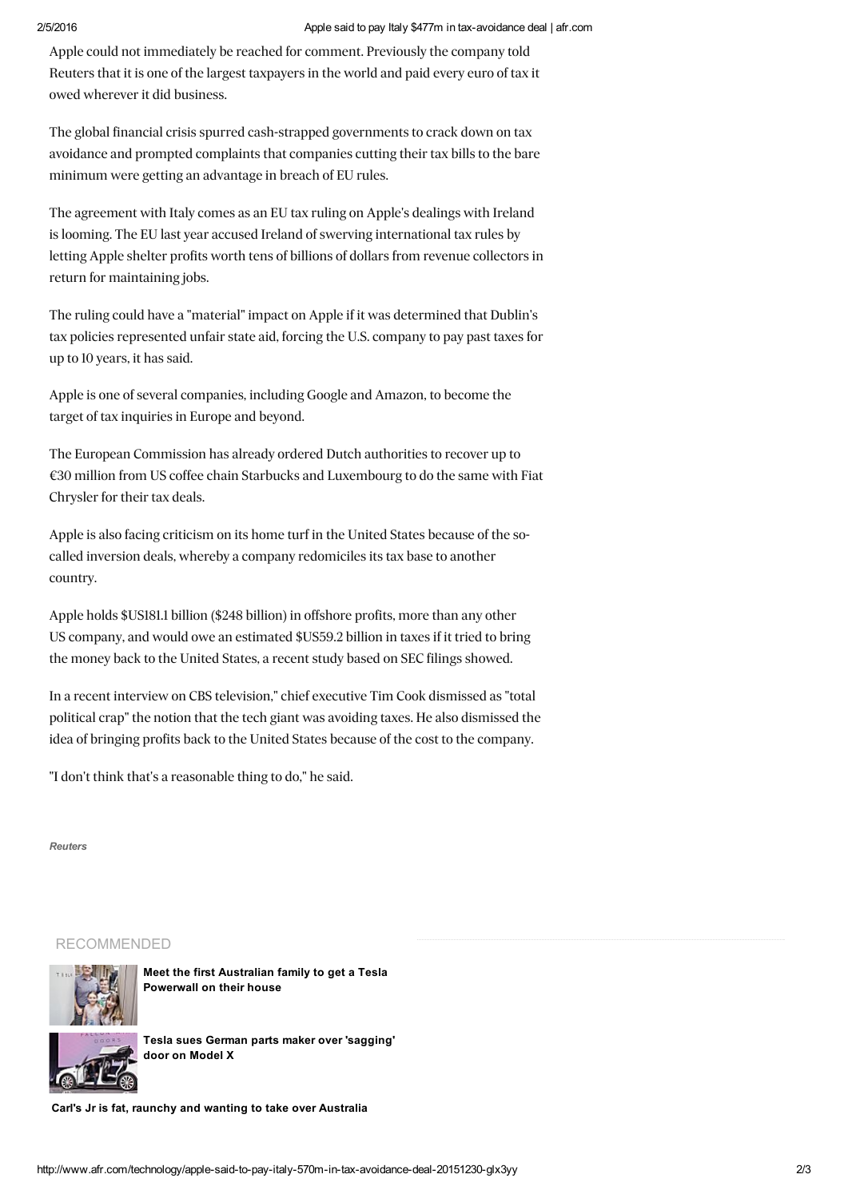Apple could not immediately be reached for comment. Previously the company told Reuters that it is one of the largest taxpayers in the world and paid every euro of tax it owed wherever it did business.

The global financial crisis spurred cash-strapped governments to crack down on tax avoidance and prompted complaints that companies cutting their tax bills to the bare minimum were getting an advantage in breach of EU rules.

The agreement with Italy comes as an EU tax ruling on Apple's dealings with Ireland is looming. The EU last year accused Ireland of swerving international tax rules by letting Apple shelter profits worth tens of billions of dollars from revenue collectors in return for maintaining jobs.

The ruling could have a "material" impact on Apple if it was determined that Dublin's tax policies represented unfair state aid, forcing the U.S. company to pay past taxes for up to 10 years, it has said.

Apple is one of several companies, including Google and Amazon, to become the target of tax inquiries in Europe and beyond.

The European Commission has already ordered Dutch authorities to recover up to €30 million from US coffee chain Starbucks and Luxembourg to do the same with Fiat Chrysler for their tax deals.

Apple is also facing criticism on its home turf in the United States because of the so-called inversion deals, whereby a company redomiciles its tax base to another country.

Apple holds $US181.1 billion ($248 billion) in offshore profits, more than any other US company, and would owe an estimated $US59.2 billion in taxes if it tried to bring the money back to the United States, a recent study based on SEC filings showed.

In a recent interview on CBS television," chief executive Tim Cook dismissed as "total political crap" the notion that the tech giant was avoiding taxes. He also dismissed the idea of bringing profits back to the United States because of the cost to the company.

"I don't think that's a reasonable thing to do," he said.

*Reuters*

RECOMMENDED

**Meet the first Australian family to get a Tesla Powerwall on their house**

**Tesla sues German parts maker over 'sagging' door on Model X**

**Carl's Jr is fat, raunchy and wanting to take over Australia**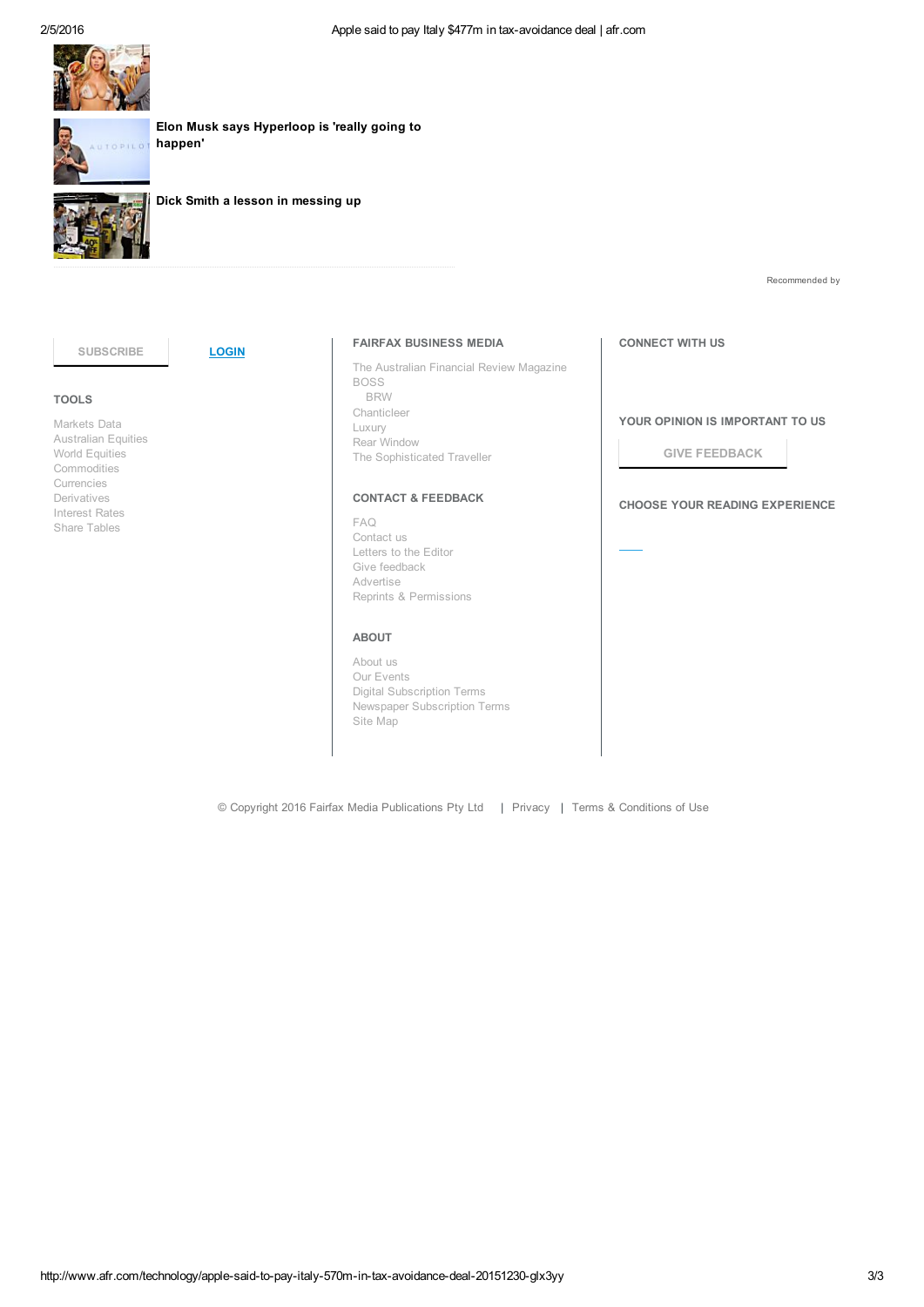**Elon Musk says Hyperloop is 'really going to happen'**

**Dick Smith a lesson in messing up**

Recommended by

SUBSCRIBE

LOGIN

### TOOLS

Markets Data
Australian Equities
World Equities
Commodities
Currencies
Derivatives
Interest Rates
Share Tables

### FAIRFAX BUSINESS MEDIA

The Australian Financial Review Magazine
BOSS
BRW
Chanticleer
Luxury
Rear Window
The Sophisticated Traveller

### CONTACT & FEEDBACK

FAQ
Contact us
Letters to the Editor
Give feedback
Advertise
Reprints & Permissions

### ABOUT

About us
Our Events
Digital Subscription Terms
Newspaper Subscription Terms
Site Map

### CONNECT WITH US

### YOUR OPINION IS IMPORTANT TO US

GIVE FEEDBACK

### CHOOSE YOUR READING EXPERIENCE

© Copyright 2016 Fairfax Media Publications Pty Ltd | Privacy | Terms & Conditions of Use